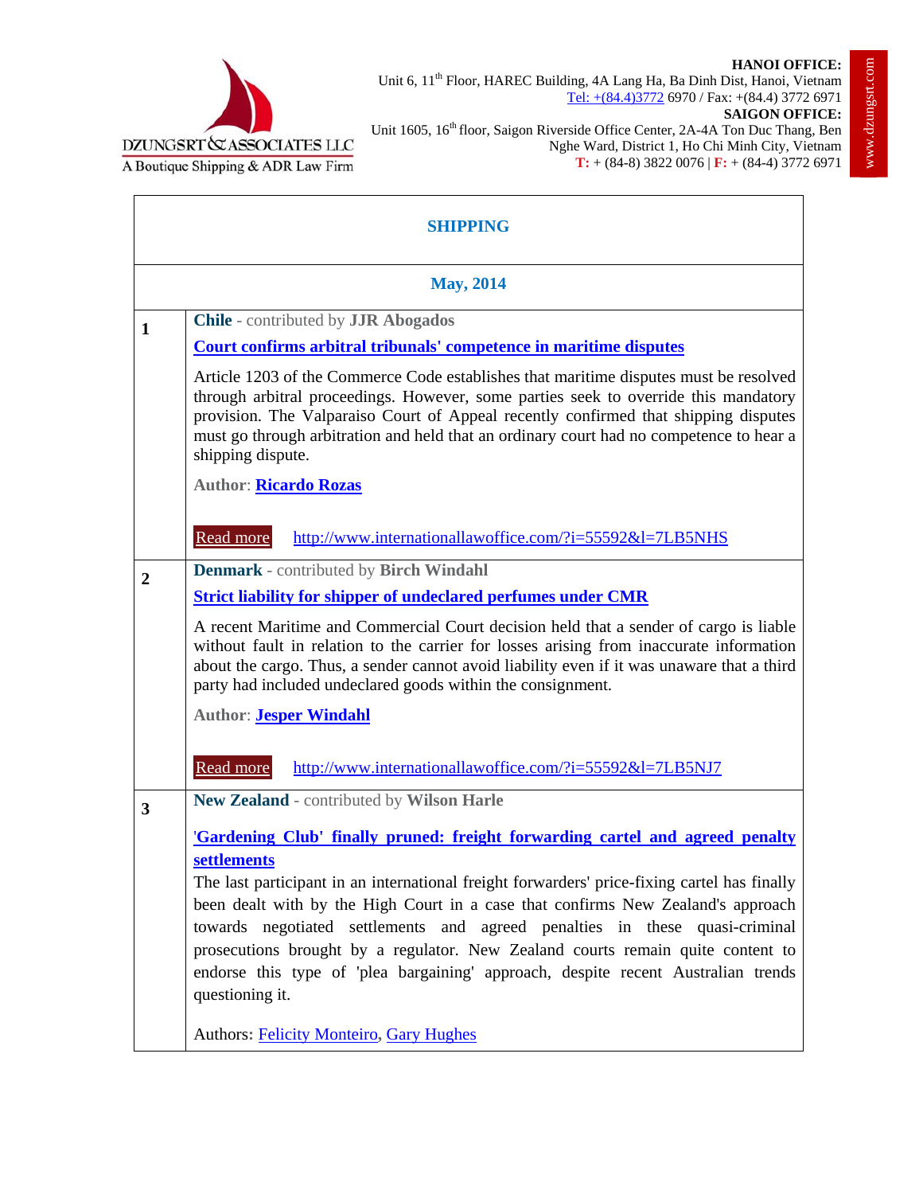DZUNGSRT & ASSOCIATES LLC
A Boutique Shipping & ADR Law Firm

**HANOI OFFICE:**
Unit 6, 11th Floor, HAREC Building, 4A Lang Ha, Ba Dinh Dist, Hanoi, Vietnam
Tel: +(84.4)3772 6970 / Fax: +(84.4) 3772 6971
**SAIGON OFFICE:**
Unit 1605, 16th floor, Saigon Riverside Office Center, 2A-4A Ton Duc Thang, Ben Nghe Ward, District 1, Ho Chi Minh City, Vietnam
T: + (84-8) 3822 0076 | F: + (84-4) 3772 6971

www.dzungsrt.com

## SHIPPING

**May, 2014**

| | |
|---|---|
| **1** | **Chile** - contributed by **JJR Abogados**<br>**Court confirms arbitral tribunals' competence in maritime disputes**<br>Article 1203 of the Commerce Code establishes that maritime disputes must be resolved through arbitral proceedings. However, some parties seek to override this mandatory provision. The Valparaiso Court of Appeal recently confirmed that shipping disputes must go through arbitration and held that an ordinary court had no competence to hear a shipping dispute.<br>**Author**: **Ricardo Rozas**<br>Read more http://www.internationallawoffice.com/?i=55592&l=7LB5NHS |
| **2** | **Denmark** - contributed by **Birch Windahl**<br>**Strict liability for shipper of undeclared perfumes under CMR**<br>A recent Maritime and Commercial Court decision held that a sender of cargo is liable without fault in relation to the carrier for losses arising from inaccurate information about the cargo. Thus, a sender cannot avoid liability even if it was unaware that a third party had included undeclared goods within the consignment.<br>**Author**: **Jesper Windahl**<br>Read more http://www.internationallawoffice.com/?i=55592&l=7LB5NJ7 |
| **3** | **New Zealand** - contributed by **Wilson Harle**<br>**'Gardening Club' finally pruned: freight forwarding cartel and agreed penalty settlements**<br>The last participant in an international freight forwarders' price-fixing cartel has finally been dealt with by the High Court in a case that confirms New Zealand's approach towards negotiated settlements and agreed penalties in these quasi-criminal prosecutions brought by a regulator. New Zealand courts remain quite content to endorse this type of 'plea bargaining' approach, despite recent Australian trends questioning it.<br>Authors: Felicity Monteiro, Gary Hughes |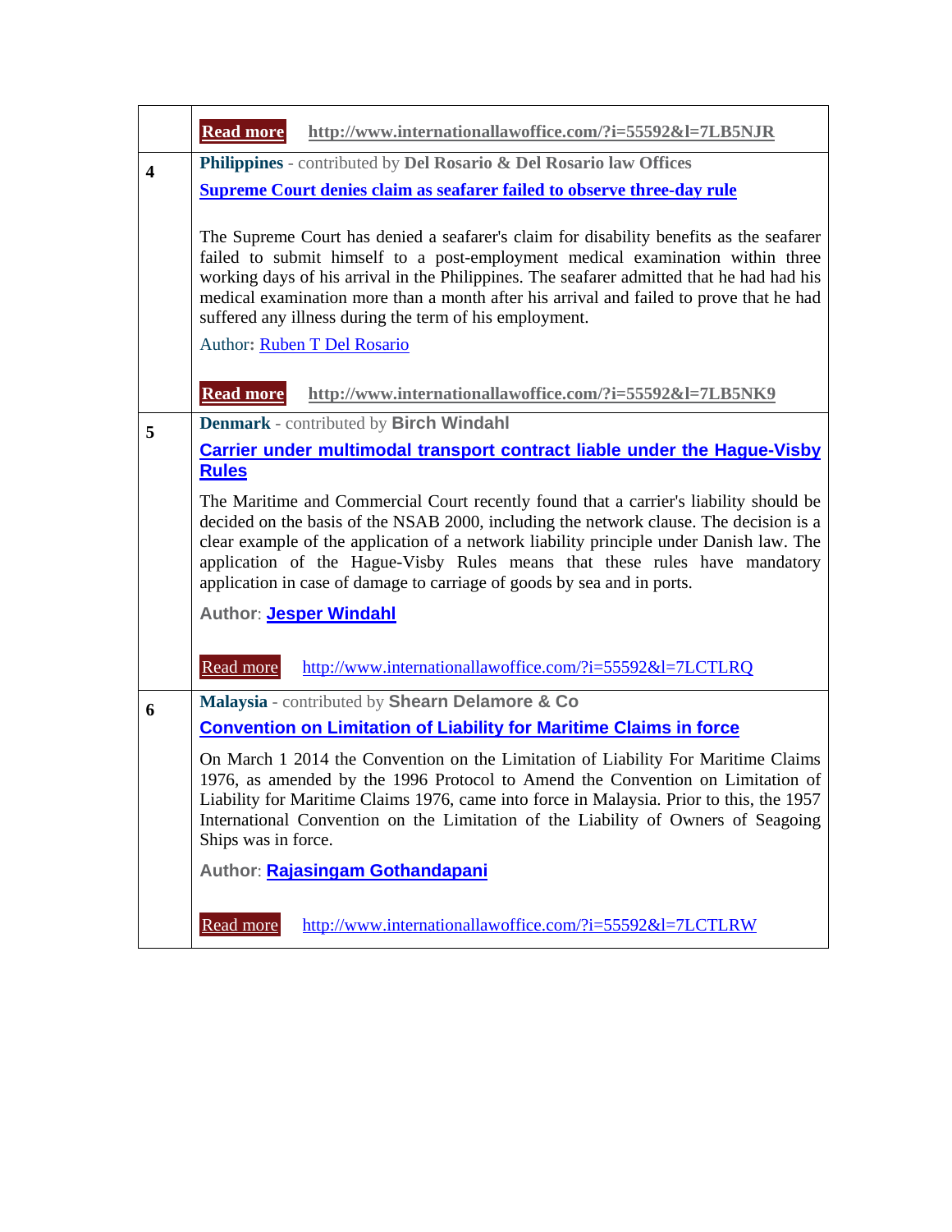| | |
|---|---|
| | **Read more** http://www.internationallawoffice.com/?i=55592&l=7LB5NJR |
| **4** | **Philippines** - contributed by **Del Rosario & Del Rosario law Offices**<br><br>**Supreme Court denies claim as seafarer failed to observe three-day rule**<br><br>The Supreme Court has denied a seafarer's claim for disability benefits as the seafarer failed to submit himself to a post-employment medical examination within three working days of his arrival in the Philippines. The seafarer admitted that he had had his medical examination more than a month after his arrival and failed to prove that he had suffered any illness during the term of his employment.<br><br>Author: Ruben T Del Rosario<br><br>**Read more** http://www.internationallawoffice.com/?i=55592&l=7LB5NK9 |
| **5** | **Denmark** - contributed by **Birch Windahl**<br><br>**Carrier under multimodal transport contract liable under the Hague-Visby Rules**<br><br>The Maritime and Commercial Court recently found that a carrier's liability should be decided on the basis of the NSAB 2000, including the network clause. The decision is a clear example of the application of a network liability principle under Danish law. The application of the Hague-Visby Rules means that these rules have mandatory application in case of damage to carriage of goods by sea and in ports.<br><br>**Author**: **Jesper Windahl**<br><br>Read more http://www.internationallawoffice.com/?i=55592&l=7LCTLRQ |
| **6** | **Malaysia** - contributed by **Shearn Delamore & Co**<br><br>**Convention on Limitation of Liability for Maritime Claims in force**<br><br>On March 1 2014 the Convention on the Limitation of Liability For Maritime Claims 1976, as amended by the 1996 Protocol to Amend the Convention on Limitation of Liability for Maritime Claims 1976, came into force in Malaysia. Prior to this, the 1957 International Convention on the Limitation of the Liability of Owners of Seagoing Ships was in force.<br><br>**Author**: **Rajasingam Gothandapani**<br><br>Read more http://www.internationallawoffice.com/?i=55592&l=7LCTLRW |